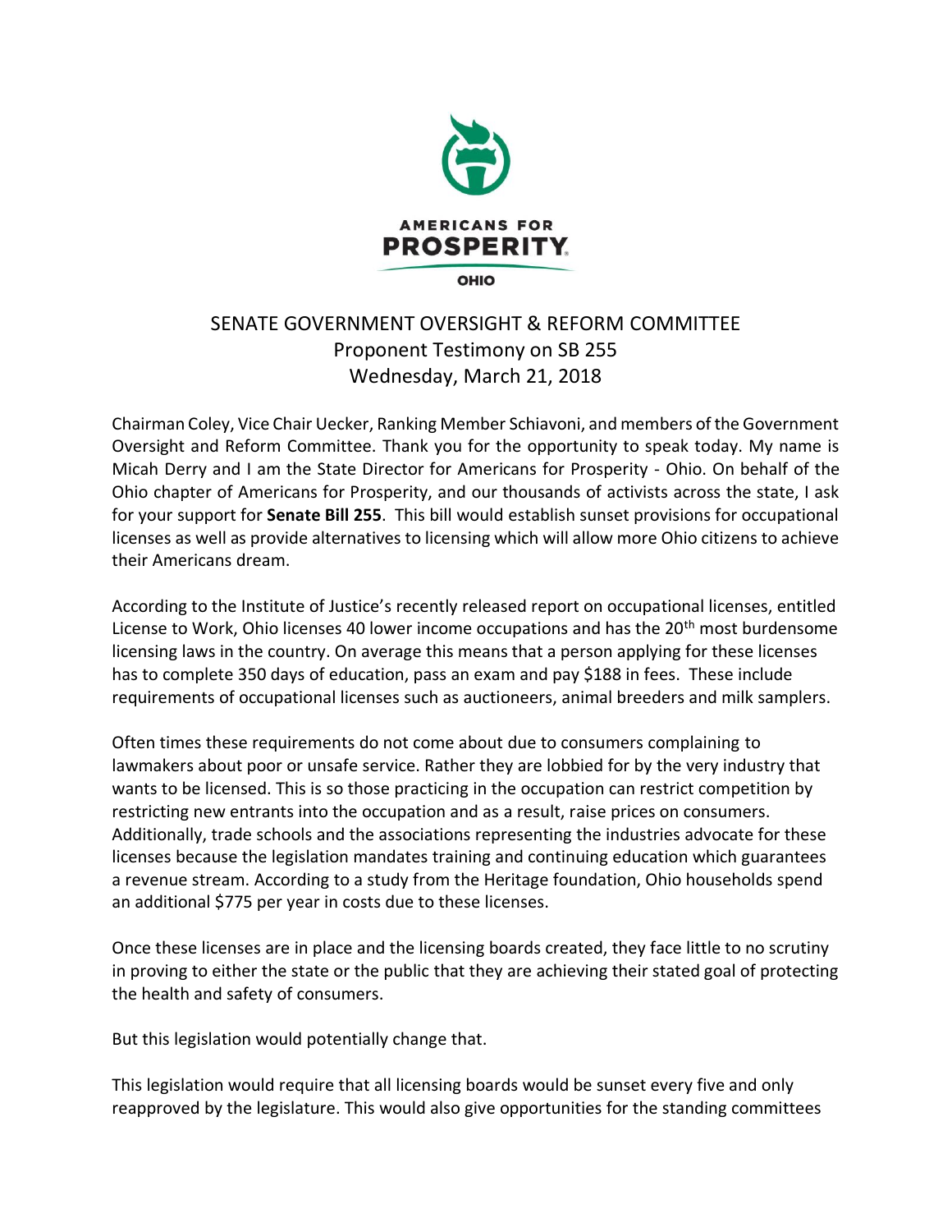AMERICANS FOR PROSPERITY

OHIO

SENATE GOVERNMENT OVERSIGHT & REFORM COMMITTEE
Proponent Testimony on SB 255
Wednesday, March 21, 2018

Chairman Coley, Vice Chair Uecker, Ranking Member Schiavoni, and members of the Government Oversight and Reform Committee. Thank you for the opportunity to speak today. My name is Micah Derry and I am the State Director for Americans for Prosperity - Ohio. On behalf of the Ohio chapter of Americans for Prosperity, and our thousands of activists across the state, I ask for your support for **Senate Bill 255**. This bill would establish sunset provisions for occupational licenses as well as provide alternatives to licensing which will allow more Ohio citizens to achieve their Americans dream.

According to the Institute of Justice's recently released report on occupational licenses, entitled License to Work, Ohio licenses 40 lower income occupations and has the 20th most burdensome licensing laws in the country. On average this means that a person applying for these licenses has to complete 350 days of education, pass an exam and pay $188 in fees. These include requirements of occupational licenses such as auctioneers, animal breeders and milk samplers.

Often times these requirements do not come about due to consumers complaining to lawmakers about poor or unsafe service. Rather they are lobbied for by the very industry that wants to be licensed. This is so those practicing in the occupation can restrict competition by restricting new entrants into the occupation and as a result, raise prices on consumers. Additionally, trade schools and the associations representing the industries advocate for these licenses because the legislation mandates training and continuing education which guarantees a revenue stream. According to a study from the Heritage foundation, Ohio households spend an additional $775 per year in costs due to these licenses.

Once these licenses are in place and the licensing boards created, they face little to no scrutiny in proving to either the state or the public that they are achieving their stated goal of protecting the health and safety of consumers.

But this legislation would potentially change that.

This legislation would require that all licensing boards would be sunset every five and only reapproved by the legislature. This would also give opportunities for the standing committees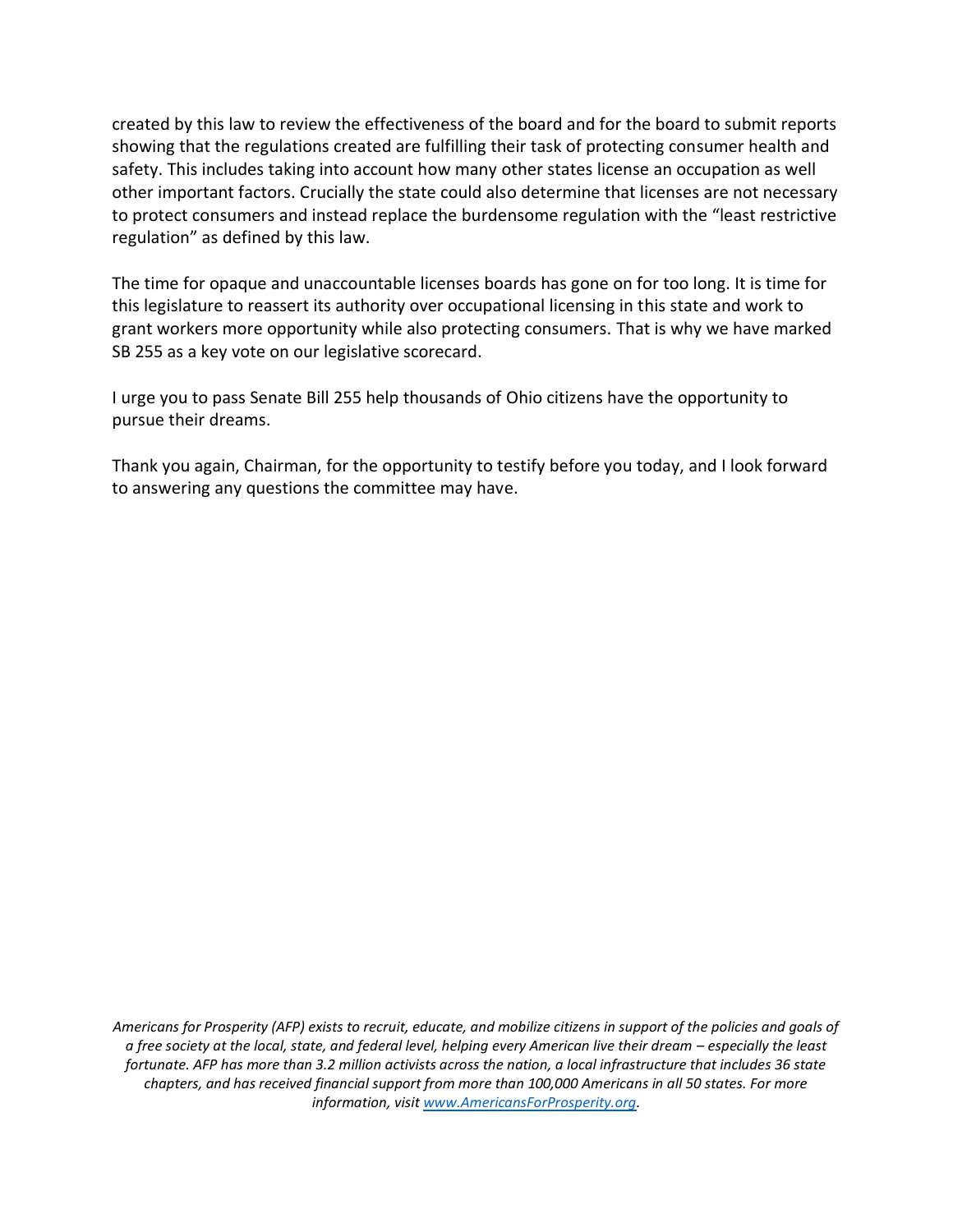created by this law to review the effectiveness of the board and for the board to submit reports showing that the regulations created are fulfilling their task of protecting consumer health and safety. This includes taking into account how many other states license an occupation as well other important factors. Crucially the state could also determine that licenses are not necessary to protect consumers and instead replace the burdensome regulation with the "least restrictive regulation" as defined by this law.

The time for opaque and unaccountable licenses boards has gone on for too long. It is time for this legislature to reassert its authority over occupational licensing in this state and work to grant workers more opportunity while also protecting consumers. That is why we have marked SB 255 as a key vote on our legislative scorecard.

I urge you to pass Senate Bill 255 help thousands of Ohio citizens have the opportunity to pursue their dreams.

Thank you again, Chairman, for the opportunity to testify before you today, and I look forward to answering any questions the committee may have.

*Americans for Prosperity (AFP) exists to recruit, educate, and mobilize citizens in support of the policies and goals of a free society at the local, state, and federal level, helping every American live their dream – especially the least fortunate. AFP has more than 3.2 million activists across the nation, a local infrastructure that includes 36 state chapters, and has received financial support from more than 100,000 Americans in all 50 states. For more information, visit [www.AmericansForProsperity.org](http://www.AmericansForProsperity.org).*